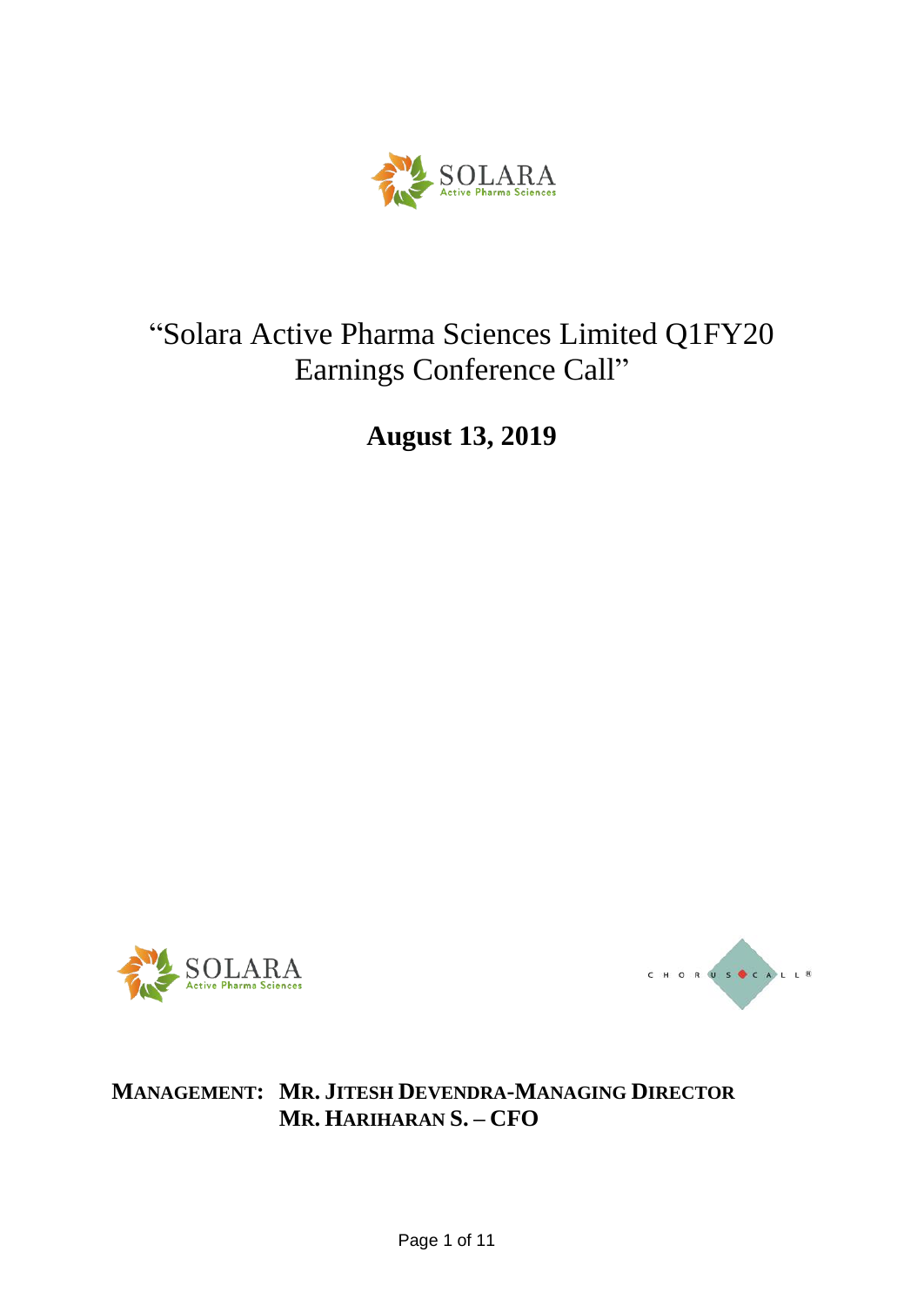# "Solara Active Pharma Sciences Limited Q1FY20 Earnings Conference Call"

**August 13, 2019**

**MANAGEMENT: MR. JITESH DEVENDRA-MANAGING DIRECTOR**
**MR. HARIHARAN S. – CFO**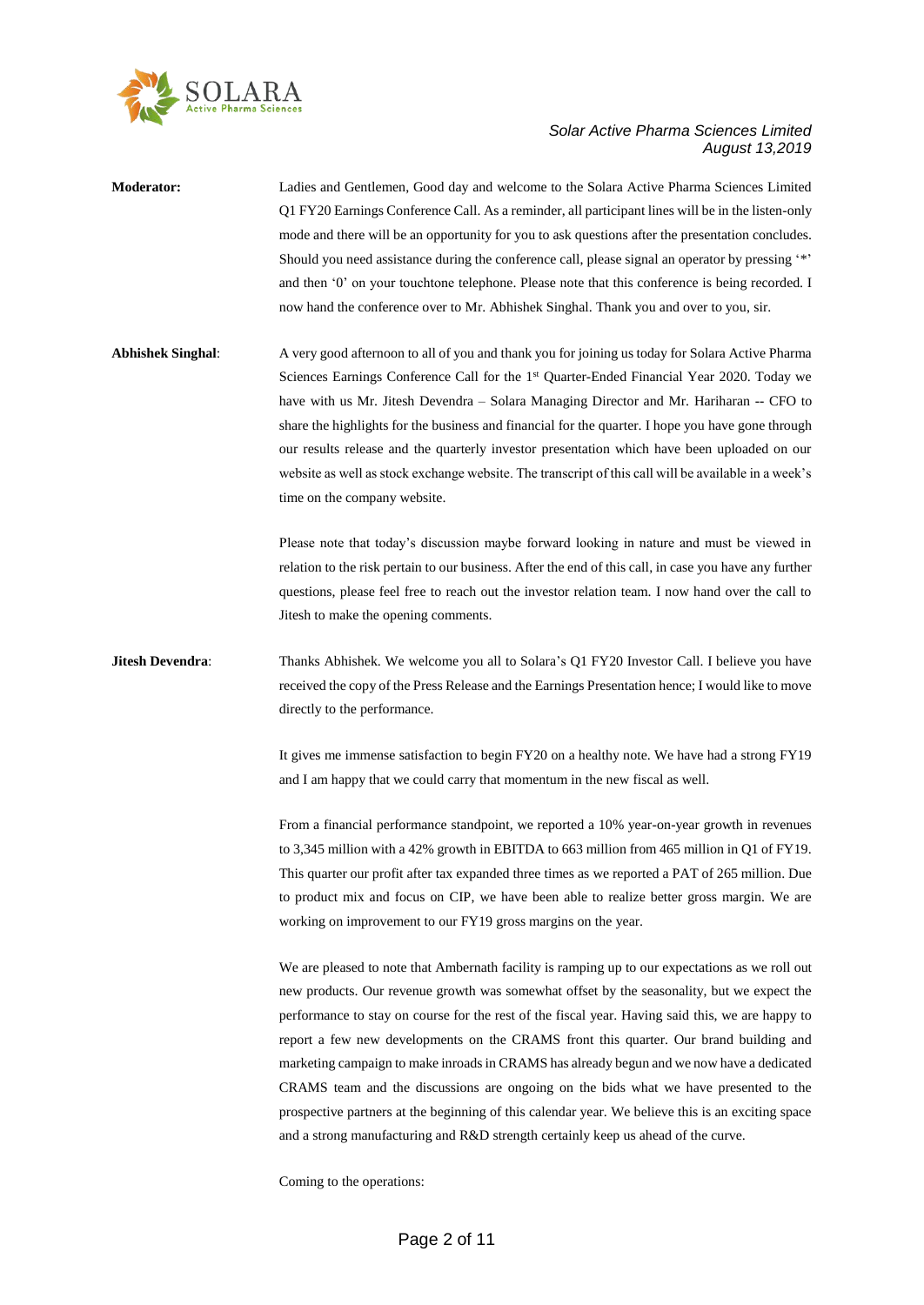**Moderator:** Ladies and Gentlemen, Good day and welcome to the Solara Active Pharma Sciences Limited Q1 FY20 Earnings Conference Call. As a reminder, all participant lines will be in the listen-only mode and there will be an opportunity for you to ask questions after the presentation concludes. Should you need assistance during the conference call, please signal an operator by pressing '*' and then '0' on your touchtone telephone. Please note that this conference is being recorded. I now hand the conference over to Mr. Abhishek Singhal. Thank you and over to you, sir.

**Abhishek Singhal**: A very good afternoon to all of you and thank you for joining us today for Solara Active Pharma Sciences Earnings Conference Call for the 1st Quarter-Ended Financial Year 2020. Today we have with us Mr. Jitesh Devendra – Solara Managing Director and Mr. Hariharan -- CFO to share the highlights for the business and financial for the quarter. I hope you have gone through our results release and the quarterly investor presentation which have been uploaded on our website as well as stock exchange website. The transcript of this call will be available in a week's time on the company website.

Please note that today's discussion maybe forward looking in nature and must be viewed in relation to the risk pertain to our business. After the end of this call, in case you have any further questions, please feel free to reach out the investor relation team. I now hand over the call to Jitesh to make the opening comments.

**Jitesh Devendra**: Thanks Abhishek. We welcome you all to Solara's Q1 FY20 Investor Call. I believe you have received the copy of the Press Release and the Earnings Presentation hence; I would like to move directly to the performance.

It gives me immense satisfaction to begin FY20 on a healthy note. We have had a strong FY19 and I am happy that we could carry that momentum in the new fiscal as well.

From a financial performance standpoint, we reported a 10% year-on-year growth in revenues to 3,345 million with a 42% growth in EBITDA to 663 million from 465 million in Q1 of FY19. This quarter our profit after tax expanded three times as we reported a PAT of 265 million. Due to product mix and focus on CIP, we have been able to realize better gross margin. We are working on improvement to our FY19 gross margins on the year.

We are pleased to note that Ambernath facility is ramping up to our expectations as we roll out new products. Our revenue growth was somewhat offset by the seasonality, but we expect the performance to stay on course for the rest of the fiscal year. Having said this, we are happy to report a few new developments on the CRAMS front this quarter. Our brand building and marketing campaign to make inroads in CRAMS has already begun and we now have a dedicated CRAMS team and the discussions are ongoing on the bids what we have presented to the prospective partners at the beginning of this calendar year. We believe this is an exciting space and a strong manufacturing and R&D strength certainly keep us ahead of the curve.

Coming to the operations: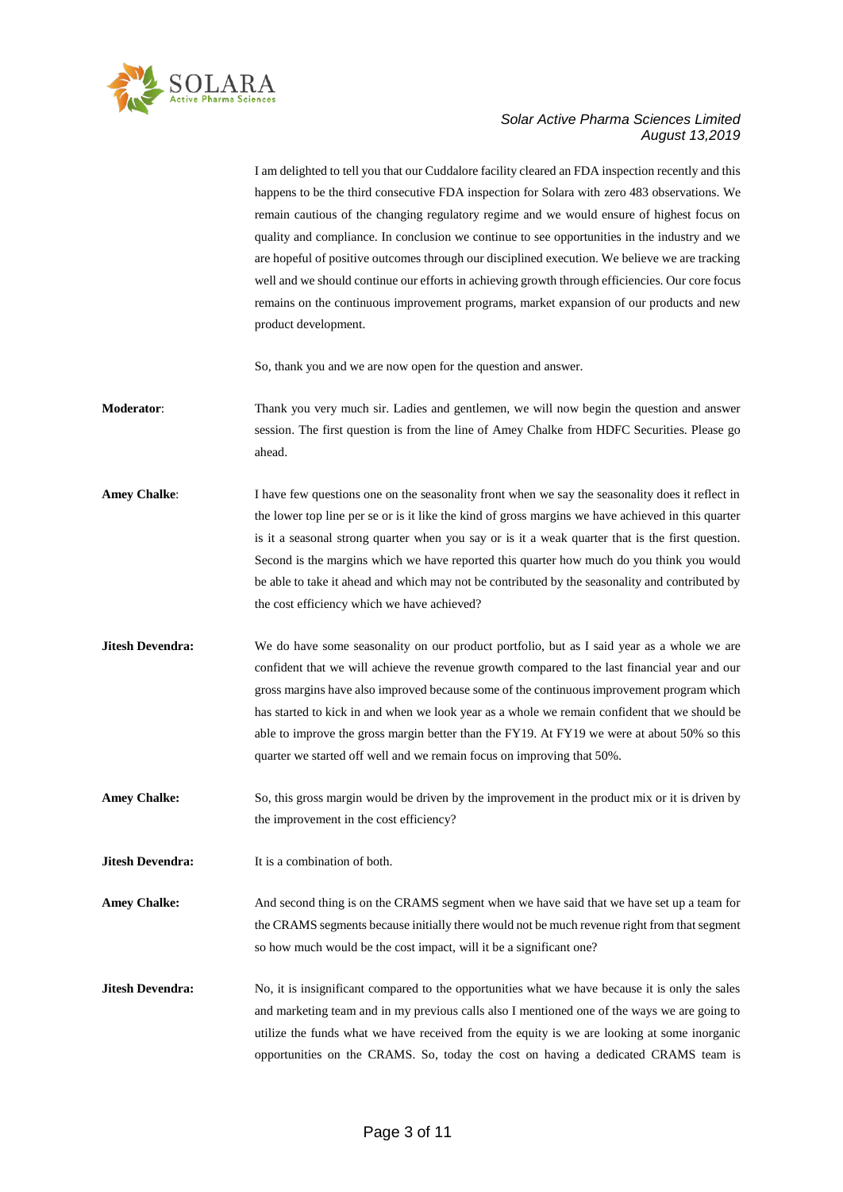I am delighted to tell you that our Cuddalore facility cleared an FDA inspection recently and this happens to be the third consecutive FDA inspection for Solara with zero 483 observations. We remain cautious of the changing regulatory regime and we would ensure of highest focus on quality and compliance. In conclusion we continue to see opportunities in the industry and we are hopeful of positive outcomes through our disciplined execution. We believe we are tracking well and we should continue our efforts in achieving growth through efficiencies. Our core focus remains on the continuous improvement programs, market expansion of our products and new product development.

So, thank you and we are now open for the question and answer.

**Moderator**: Thank you very much sir. Ladies and gentlemen, we will now begin the question and answer session. The first question is from the line of Amey Chalke from HDFC Securities. Please go ahead.

**Amey Chalke**: I have few questions one on the seasonality front when we say the seasonality does it reflect in the lower top line per se or is it like the kind of gross margins we have achieved in this quarter is it a seasonal strong quarter when you say or is it a weak quarter that is the first question. Second is the margins which we have reported this quarter how much do you think you would be able to take it ahead and which may not be contributed by the seasonality and contributed by the cost efficiency which we have achieved?

**Jitesh Devendra:** We do have some seasonality on our product portfolio, but as I said year as a whole we are confident that we will achieve the revenue growth compared to the last financial year and our gross margins have also improved because some of the continuous improvement program which has started to kick in and when we look year as a whole we remain confident that we should be able to improve the gross margin better than the FY19. At FY19 we were at about 50% so this quarter we started off well and we remain focus on improving that 50%.

**Amey Chalke:** So, this gross margin would be driven by the improvement in the product mix or it is driven by the improvement in the cost efficiency?

**Jitesh Devendra:** It is a combination of both.

**Amey Chalke:** And second thing is on the CRAMS segment when we have said that we have set up a team for the CRAMS segments because initially there would not be much revenue right from that segment so how much would be the cost impact, will it be a significant one?

**Jitesh Devendra:** No, it is insignificant compared to the opportunities what we have because it is only the sales and marketing team and in my previous calls also I mentioned one of the ways we are going to utilize the funds what we have received from the equity is we are looking at some inorganic opportunities on the CRAMS. So, today the cost on having a dedicated CRAMS team is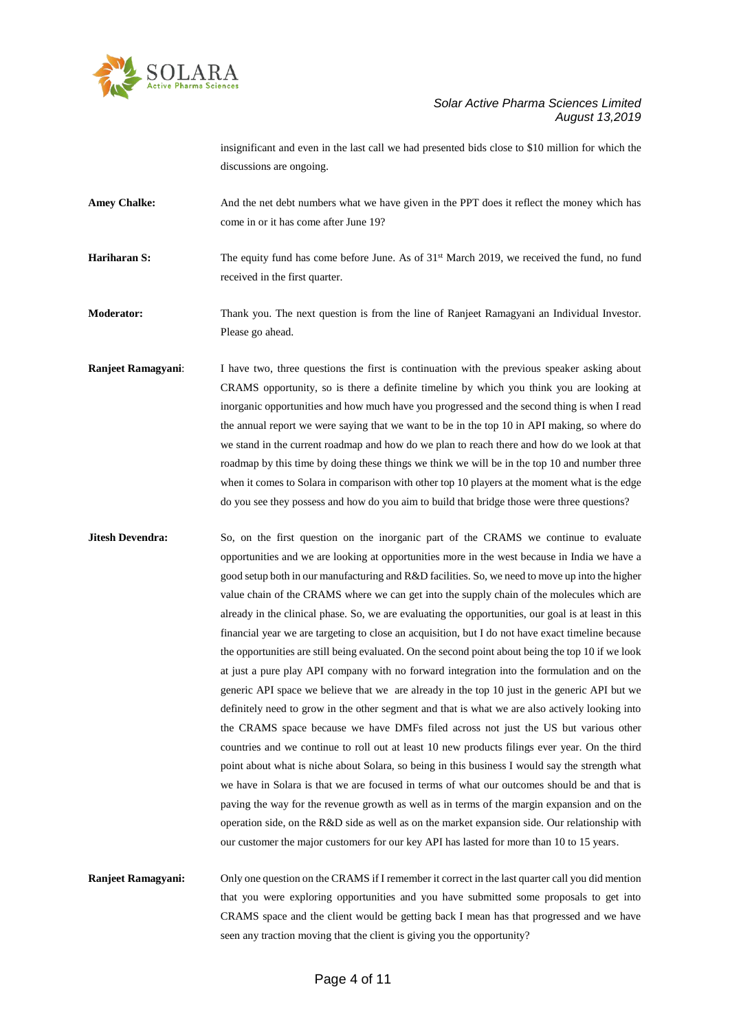insignificant and even in the last call we had presented bids close to $10 million for which the discussions are ongoing.

**Amey Chalke:** And the net debt numbers what we have given in the PPT does it reflect the money which has come in or it has come after June 19?

**Hariharan S:** The equity fund has come before June. As of 31st March 2019, we received the fund, no fund received in the first quarter.

**Moderator:** Thank you. The next question is from the line of Ranjeet Ramagyani an Individual Investor. Please go ahead.

**Ranjeet Ramagyani**: I have two, three questions the first is continuation with the previous speaker asking about CRAMS opportunity, so is there a definite timeline by which you think you are looking at inorganic opportunities and how much have you progressed and the second thing is when I read the annual report we were saying that we want to be in the top 10 in API making, so where do we stand in the current roadmap and how do we plan to reach there and how do we look at that roadmap by this time by doing these things we think we will be in the top 10 and number three when it comes to Solara in comparison with other top 10 players at the moment what is the edge do you see they possess and how do you aim to build that bridge those were three questions?

**Jitesh Devendra:** So, on the first question on the inorganic part of the CRAMS we continue to evaluate opportunities and we are looking at opportunities more in the west because in India we have a good setup both in our manufacturing and R&D facilities. So, we need to move up into the higher value chain of the CRAMS where we can get into the supply chain of the molecules which are already in the clinical phase. So, we are evaluating the opportunities, our goal is at least in this financial year we are targeting to close an acquisition, but I do not have exact timeline because the opportunities are still being evaluated. On the second point about being the top 10 if we look at just a pure play API company with no forward integration into the formulation and on the generic API space we believe that we are already in the top 10 just in the generic API but we definitely need to grow in the other segment and that is what we are also actively looking into the CRAMS space because we have DMFs filed across not just the US but various other countries and we continue to roll out at least 10 new products filings ever year. On the third point about what is niche about Solara, so being in this business I would say the strength what we have in Solara is that we are focused in terms of what our outcomes should be and that is paving the way for the revenue growth as well as in terms of the margin expansion and on the operation side, on the R&D side as well as on the market expansion side. Our relationship with our customer the major customers for our key API has lasted for more than 10 to 15 years.

**Ranjeet Ramagyani:** Only one question on the CRAMS if I remember it correct in the last quarter call you did mention that you were exploring opportunities and you have submitted some proposals to get into CRAMS space and the client would be getting back I mean has that progressed and we have seen any traction moving that the client is giving you the opportunity?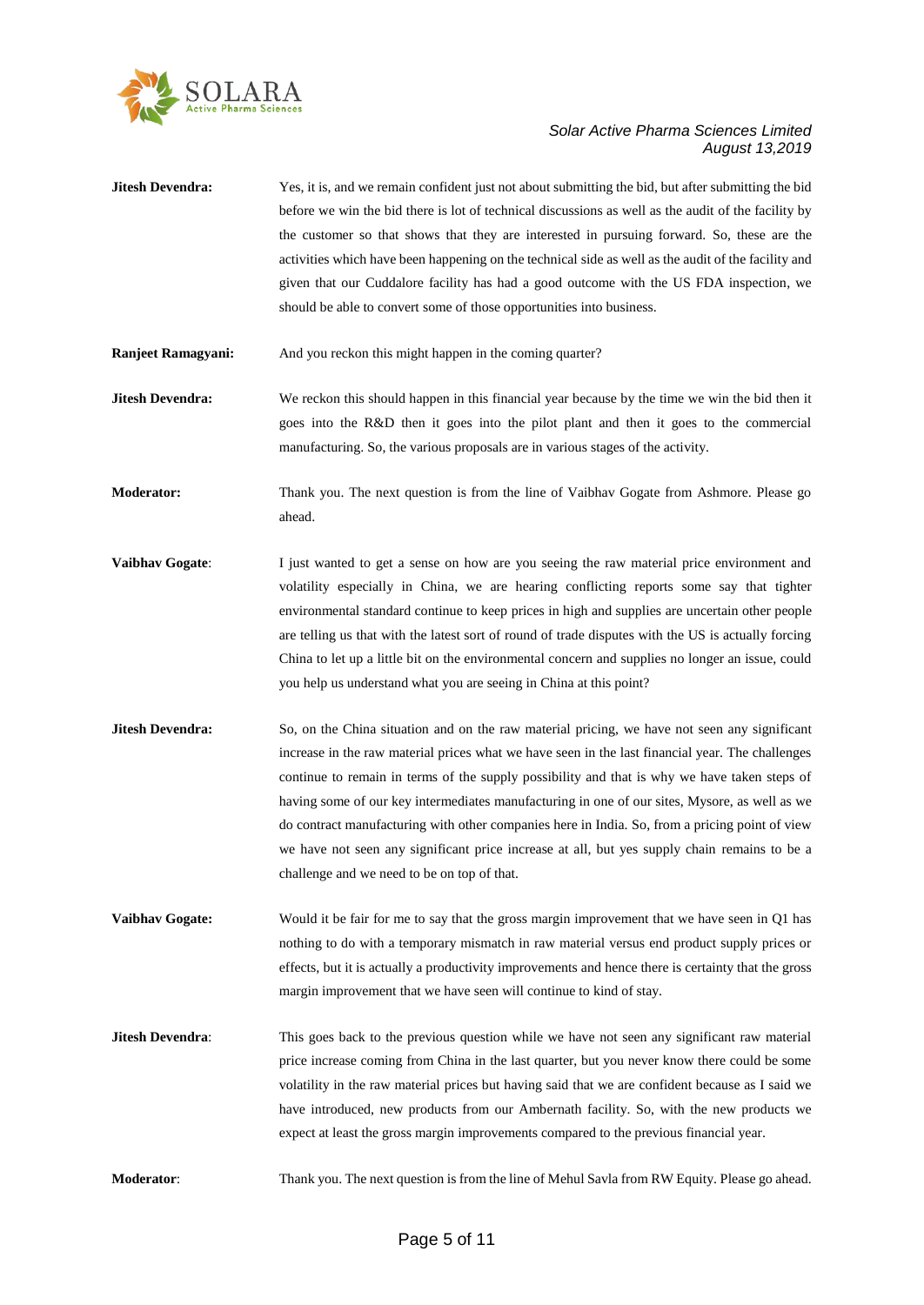**Jitesh Devendra:** Yes, it is, and we remain confident just not about submitting the bid, but after submitting the bid before we win the bid there is lot of technical discussions as well as the audit of the facility by the customer so that shows that they are interested in pursuing forward. So, these are the activities which have been happening on the technical side as well as the audit of the facility and given that our Cuddalore facility has had a good outcome with the US FDA inspection, we should be able to convert some of those opportunities into business.

**Ranjeet Ramagyani:** And you reckon this might happen in the coming quarter?

**Jitesh Devendra:** We reckon this should happen in this financial year because by the time we win the bid then it goes into the R&D then it goes into the pilot plant and then it goes to the commercial manufacturing. So, the various proposals are in various stages of the activity.

**Moderator:** Thank you. The next question is from the line of Vaibhav Gogate from Ashmore. Please go ahead.

**Vaibhav Gogate**: I just wanted to get a sense on how are you seeing the raw material price environment and volatility especially in China, we are hearing conflicting reports some say that tighter environmental standard continue to keep prices in high and supplies are uncertain other people are telling us that with the latest sort of round of trade disputes with the US is actually forcing China to let up a little bit on the environmental concern and supplies no longer an issue, could you help us understand what you are seeing in China at this point?

**Jitesh Devendra:** So, on the China situation and on the raw material pricing, we have not seen any significant increase in the raw material prices what we have seen in the last financial year. The challenges continue to remain in terms of the supply possibility and that is why we have taken steps of having some of our key intermediates manufacturing in one of our sites, Mysore, as well as we do contract manufacturing with other companies here in India. So, from a pricing point of view we have not seen any significant price increase at all, but yes supply chain remains to be a challenge and we need to be on top of that.

**Vaibhav Gogate:** Would it be fair for me to say that the gross margin improvement that we have seen in Q1 has nothing to do with a temporary mismatch in raw material versus end product supply prices or effects, but it is actually a productivity improvements and hence there is certainty that the gross margin improvement that we have seen will continue to kind of stay.

**Jitesh Devendra**: This goes back to the previous question while we have not seen any significant raw material price increase coming from China in the last quarter, but you never know there could be some volatility in the raw material prices but having said that we are confident because as I said we have introduced, new products from our Ambernath facility. So, with the new products we expect at least the gross margin improvements compared to the previous financial year.

**Moderator**: Thank you. The next question is from the line of Mehul Savla from RW Equity. Please go ahead.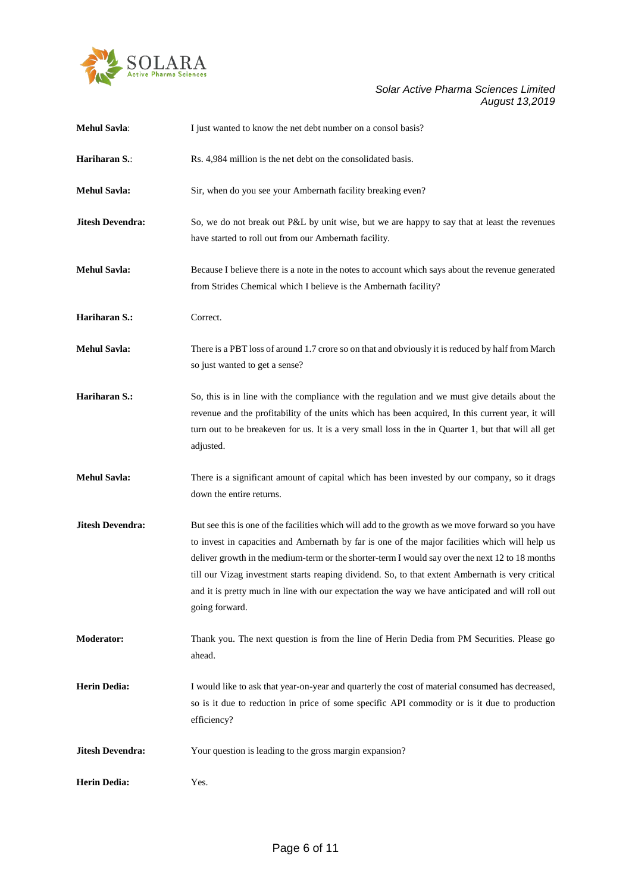**Mehul Savla**: I just wanted to know the net debt number on a consol basis?

**Hariharan S.**: Rs. 4,984 million is the net debt on the consolidated basis.

**Mehul Savla:** Sir, when do you see your Ambernath facility breaking even?

**Jitesh Devendra:** So, we do not break out P&L by unit wise, but we are happy to say that at least the revenues have started to roll out from our Ambernath facility.

**Mehul Savla:** Because I believe there is a note in the notes to account which says about the revenue generated from Strides Chemical which I believe is the Ambernath facility?

**Hariharan S.:** Correct.

**Mehul Savla:** There is a PBT loss of around 1.7 crore so on that and obviously it is reduced by half from March so just wanted to get a sense?

**Hariharan S.:** So, this is in line with the compliance with the regulation and we must give details about the revenue and the profitability of the units which has been acquired, In this current year, it will turn out to be breakeven for us. It is a very small loss in the in Quarter 1, but that will all get adjusted.

**Mehul Savla:** There is a significant amount of capital which has been invested by our company, so it drags down the entire returns.

**Jitesh Devendra:** But see this is one of the facilities which will add to the growth as we move forward so you have to invest in capacities and Ambernath by far is one of the major facilities which will help us deliver growth in the medium-term or the shorter-term I would say over the next 12 to 18 months till our Vizag investment starts reaping dividend. So, to that extent Ambernath is very critical and it is pretty much in line with our expectation the way we have anticipated and will roll out going forward.

**Moderator:** Thank you. The next question is from the line of Herin Dedia from PM Securities. Please go ahead.

**Herin Dedia:** I would like to ask that year-on-year and quarterly the cost of material consumed has decreased, so is it due to reduction in price of some specific API commodity or is it due to production efficiency?

**Jitesh Devendra:** Your question is leading to the gross margin expansion?

**Herin Dedia:** Yes.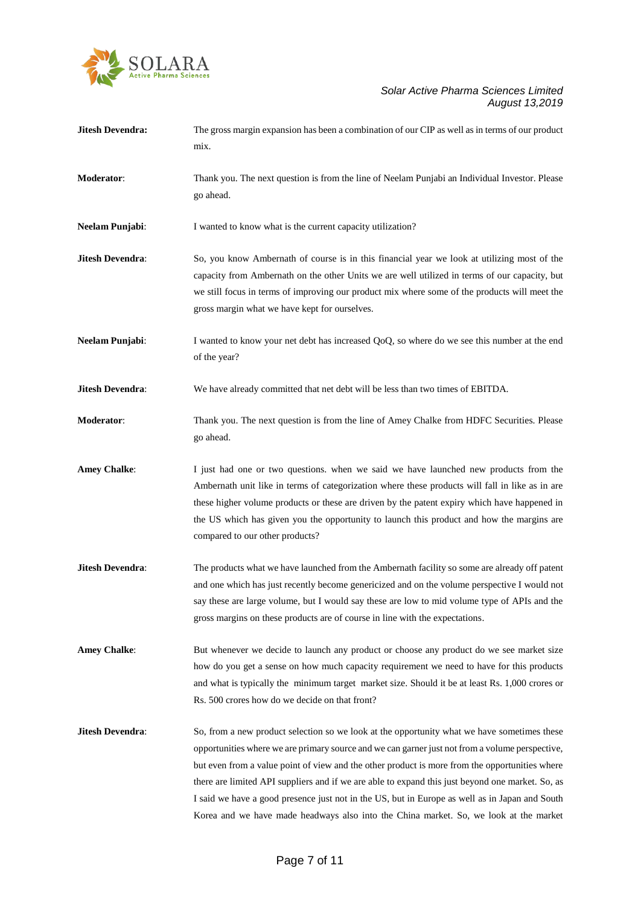**Jitesh Devendra:** The gross margin expansion has been a combination of our CIP as well as in terms of our product mix.

**Moderator**: Thank you. The next question is from the line of Neelam Punjabi an Individual Investor. Please go ahead.

**Neelam Punjabi**: I wanted to know what is the current capacity utilization?

**Jitesh Devendra**: So, you know Ambernath of course is in this financial year we look at utilizing most of the capacity from Ambernath on the other Units we are well utilized in terms of our capacity, but we still focus in terms of improving our product mix where some of the products will meet the gross margin what we have kept for ourselves.

**Neelam Punjabi**: I wanted to know your net debt has increased QoQ, so where do we see this number at the end of the year?

**Jitesh Devendra**: We have already committed that net debt will be less than two times of EBITDA.

**Moderator**: Thank you. The next question is from the line of Amey Chalke from HDFC Securities. Please go ahead.

**Amey Chalke**: I just had one or two questions. when we said we have launched new products from the Ambernath unit like in terms of categorization where these products will fall in like as in are these higher volume products or these are driven by the patent expiry which have happened in the US which has given you the opportunity to launch this product and how the margins are compared to our other products?

**Jitesh Devendra**: The products what we have launched from the Ambernath facility so some are already off patent and one which has just recently become genericized and on the volume perspective I would not say these are large volume, but I would say these are low to mid volume type of APIs and the gross margins on these products are of course in line with the expectations.

**Amey Chalke**: But whenever we decide to launch any product or choose any product do we see market size how do you get a sense on how much capacity requirement we need to have for this products and what is typically the minimum target market size. Should it be at least Rs. 1,000 crores or Rs. 500 crores how do we decide on that front?

**Jitesh Devendra**: So, from a new product selection so we look at the opportunity what we have sometimes these opportunities where we are primary source and we can garner just not from a volume perspective, but even from a value point of view and the other product is more from the opportunities where there are limited API suppliers and if we are able to expand this just beyond one market. So, as I said we have a good presence just not in the US, but in Europe as well as in Japan and South Korea and we have made headways also into the China market. So, we look at the market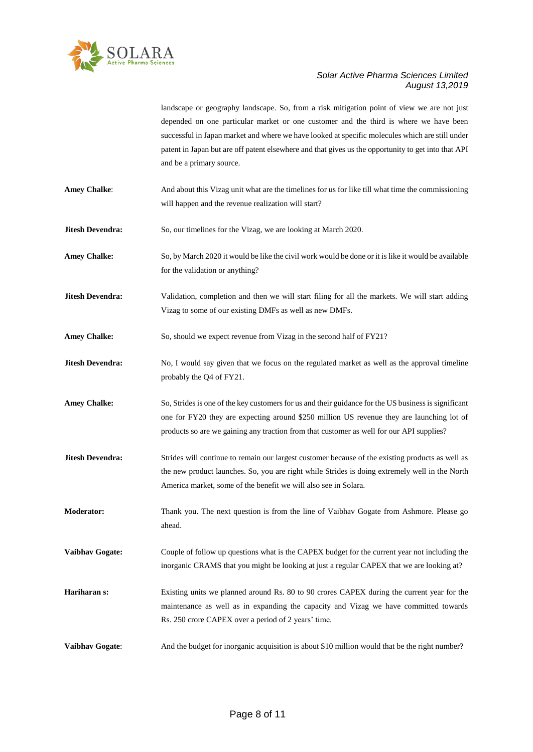landscape or geography landscape. So, from a risk mitigation point of view we are not just depended on one particular market or one customer and the third is where we have been successful in Japan market and where we have looked at specific molecules which are still under patent in Japan but are off patent elsewhere and that gives us the opportunity to get into that API and be a primary source.

**Amey Chalke**: And about this Vizag unit what are the timelines for us for like till what time the commissioning will happen and the revenue realization will start?

**Jitesh Devendra:** So, our timelines for the Vizag, we are looking at March 2020.

**Amey Chalke:** So, by March 2020 it would be like the civil work would be done or it is like it would be available for the validation or anything?

**Jitesh Devendra:** Validation, completion and then we will start filing for all the markets. We will start adding Vizag to some of our existing DMFs as well as new DMFs.

**Amey Chalke:** So, should we expect revenue from Vizag in the second half of FY21?

**Jitesh Devendra:** No, I would say given that we focus on the regulated market as well as the approval timeline probably the Q4 of FY21.

**Amey Chalke:** So, Strides is one of the key customers for us and their guidance for the US business is significant one for FY20 they are expecting around $250 million US revenue they are launching lot of products so are we gaining any traction from that customer as well for our API supplies?

**Jitesh Devendra:** Strides will continue to remain our largest customer because of the existing products as well as the new product launches. So, you are right while Strides is doing extremely well in the North America market, some of the benefit we will also see in Solara.

**Moderator:** Thank you. The next question is from the line of Vaibhav Gogate from Ashmore. Please go ahead.

**Vaibhav Gogate:** Couple of follow up questions what is the CAPEX budget for the current year not including the inorganic CRAMS that you might be looking at just a regular CAPEX that we are looking at?

**Hariharan s:** Existing units we planned around Rs. 80 to 90 crores CAPEX during the current year for the maintenance as well as in expanding the capacity and Vizag we have committed towards Rs. 250 crore CAPEX over a period of 2 years' time.

**Vaibhav Gogate**: And the budget for inorganic acquisition is about $10 million would that be the right number?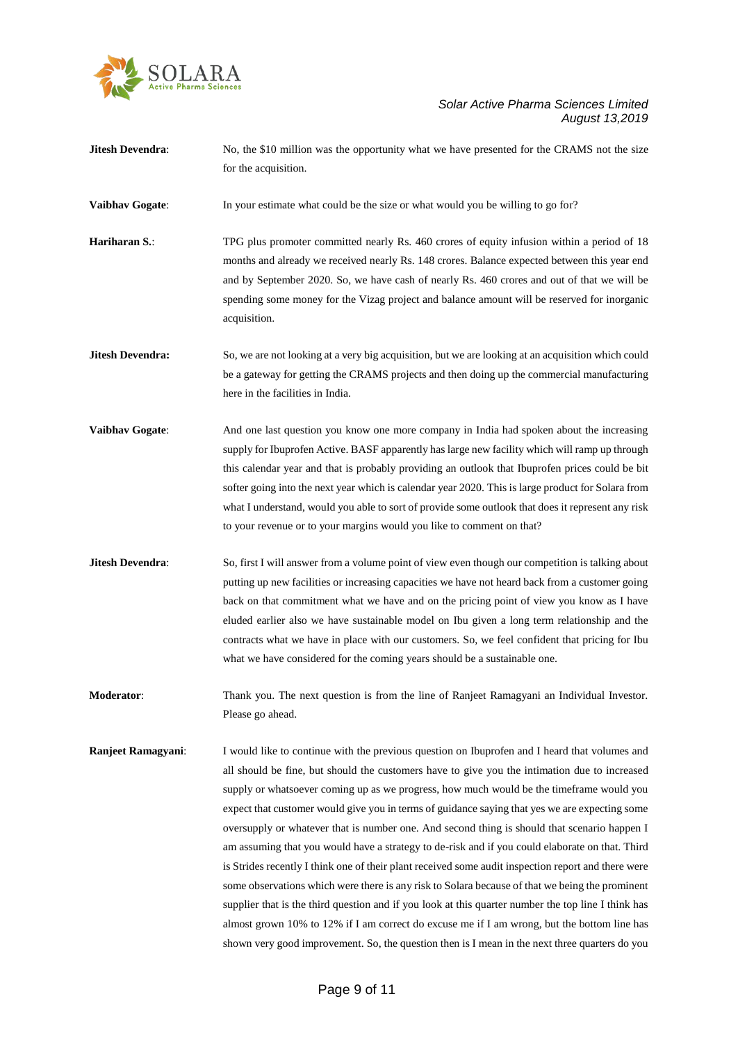**Jitesh Devendra**: No, the $10 million was the opportunity what we have presented for the CRAMS not the size for the acquisition.

**Vaibhav Gogate**: In your estimate what could be the size or what would you be willing to go for?

**Hariharan S.**: TPG plus promoter committed nearly Rs. 460 crores of equity infusion within a period of 18 months and already we received nearly Rs. 148 crores. Balance expected between this year end and by September 2020. So, we have cash of nearly Rs. 460 crores and out of that we will be spending some money for the Vizag project and balance amount will be reserved for inorganic acquisition.

**Jitesh Devendra:** So, we are not looking at a very big acquisition, but we are looking at an acquisition which could be a gateway for getting the CRAMS projects and then doing up the commercial manufacturing here in the facilities in India.

**Vaibhav Gogate**: And one last question you know one more company in India had spoken about the increasing supply for Ibuprofen Active. BASF apparently has large new facility which will ramp up through this calendar year and that is probably providing an outlook that Ibuprofen prices could be bit softer going into the next year which is calendar year 2020. This is large product for Solara from what I understand, would you able to sort of provide some outlook that does it represent any risk to your revenue or to your margins would you like to comment on that?

**Jitesh Devendra**: So, first I will answer from a volume point of view even though our competition is talking about putting up new facilities or increasing capacities we have not heard back from a customer going back on that commitment what we have and on the pricing point of view you know as I have eluded earlier also we have sustainable model on Ibu given a long term relationship and the contracts what we have in place with our customers. So, we feel confident that pricing for Ibu what we have considered for the coming years should be a sustainable one.

**Moderator**: Thank you. The next question is from the line of Ranjeet Ramagyani an Individual Investor. Please go ahead.

**Ranjeet Ramagyani**: I would like to continue with the previous question on Ibuprofen and I heard that volumes and all should be fine, but should the customers have to give you the intimation due to increased supply or whatsoever coming up as we progress, how much would be the timeframe would you expect that customer would give you in terms of guidance saying that yes we are expecting some oversupply or whatever that is number one. And second thing is should that scenario happen I am assuming that you would have a strategy to de-risk and if you could elaborate on that. Third is Strides recently I think one of their plant received some audit inspection report and there were some observations which were there is any risk to Solara because of that we being the prominent supplier that is the third question and if you look at this quarter number the top line I think has almost grown 10% to 12% if I am correct do excuse me if I am wrong, but the bottom line has shown very good improvement. So, the question then is I mean in the next three quarters do you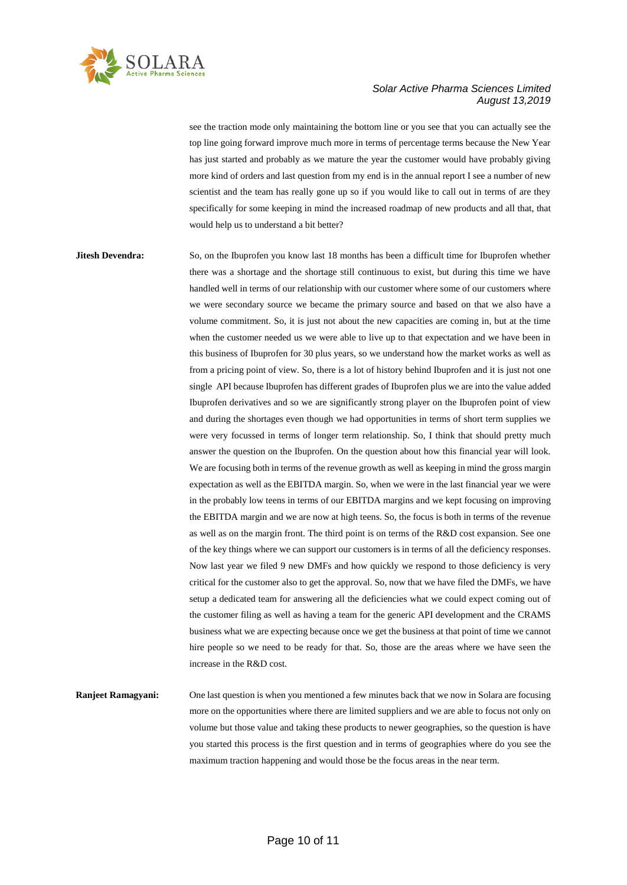see the traction mode only maintaining the bottom line or you see that you can actually see the top line going forward improve much more in terms of percentage terms because the New Year has just started and probably as we mature the year the customer would have probably giving more kind of orders and last question from my end is in the annual report I see a number of new scientist and the team has really gone up so if you would like to call out in terms of are they specifically for some keeping in mind the increased roadmap of new products and all that, that would help us to understand a bit better?

**Jitesh Devendra:** So, on the Ibuprofen you know last 18 months has been a difficult time for Ibuprofen whether there was a shortage and the shortage still continuous to exist, but during this time we have handled well in terms of our relationship with our customer where some of our customers where we were secondary source we became the primary source and based on that we also have a volume commitment. So, it is just not about the new capacities are coming in, but at the time when the customer needed us we were able to live up to that expectation and we have been in this business of Ibuprofen for 30 plus years, so we understand how the market works as well as from a pricing point of view. So, there is a lot of history behind Ibuprofen and it is just not one single API because Ibuprofen has different grades of Ibuprofen plus we are into the value added Ibuprofen derivatives and so we are significantly strong player on the Ibuprofen point of view and during the shortages even though we had opportunities in terms of short term supplies we were very focussed in terms of longer term relationship. So, I think that should pretty much answer the question on the Ibuprofen. On the question about how this financial year will look. We are focusing both in terms of the revenue growth as well as keeping in mind the gross margin expectation as well as the EBITDA margin. So, when we were in the last financial year we were in the probably low teens in terms of our EBITDA margins and we kept focusing on improving the EBITDA margin and we are now at high teens. So, the focus is both in terms of the revenue as well as on the margin front. The third point is on terms of the R&D cost expansion. See one of the key things where we can support our customers is in terms of all the deficiency responses. Now last year we filed 9 new DMFs and how quickly we respond to those deficiency is very critical for the customer also to get the approval. So, now that we have filed the DMFs, we have setup a dedicated team for answering all the deficiencies what we could expect coming out of the customer filing as well as having a team for the generic API development and the CRAMS business what we are expecting because once we get the business at that point of time we cannot hire people so we need to be ready for that. So, those are the areas where we have seen the increase in the R&D cost.

**Ranjeet Ramagyani:** One last question is when you mentioned a few minutes back that we now in Solara are focusing more on the opportunities where there are limited suppliers and we are able to focus not only on volume but those value and taking these products to newer geographies, so the question is have you started this process is the first question and in terms of geographies where do you see the maximum traction happening and would those be the focus areas in the near term.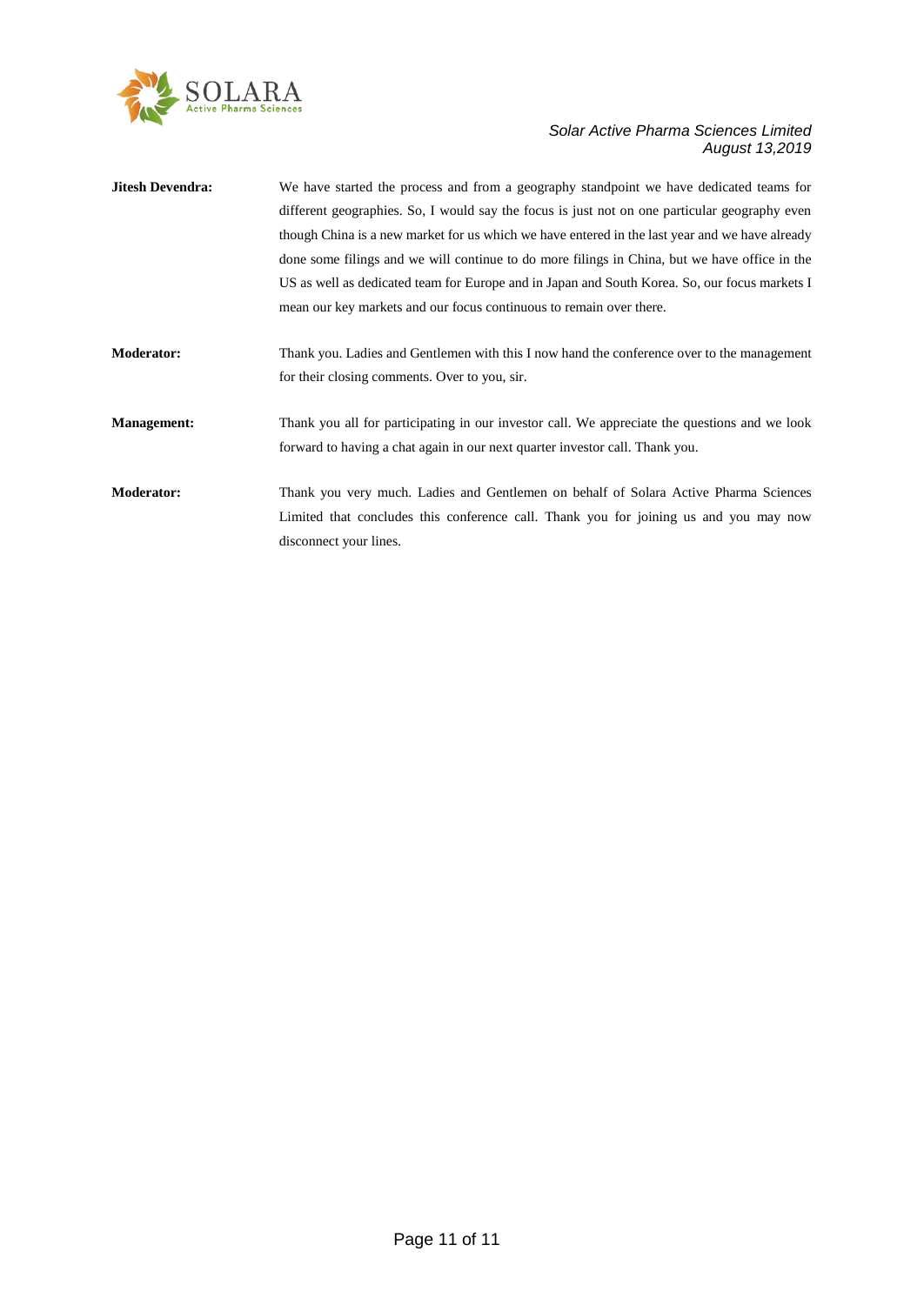**Jitesh Devendra:** We have started the process and from a geography standpoint we have dedicated teams for different geographies. So, I would say the focus is just not on one particular geography even though China is a new market for us which we have entered in the last year and we have already done some filings and we will continue to do more filings in China, but we have office in the US as well as dedicated team for Europe and in Japan and South Korea. So, our focus markets I mean our key markets and our focus continuous to remain over there.

**Moderator:** Thank you. Ladies and Gentlemen with this I now hand the conference over to the management for their closing comments. Over to you, sir.

**Management:** Thank you all for participating in our investor call. We appreciate the questions and we look forward to having a chat again in our next quarter investor call. Thank you.

**Moderator:** Thank you very much. Ladies and Gentlemen on behalf of Solara Active Pharma Sciences Limited that concludes this conference call. Thank you for joining us and you may now disconnect your lines.